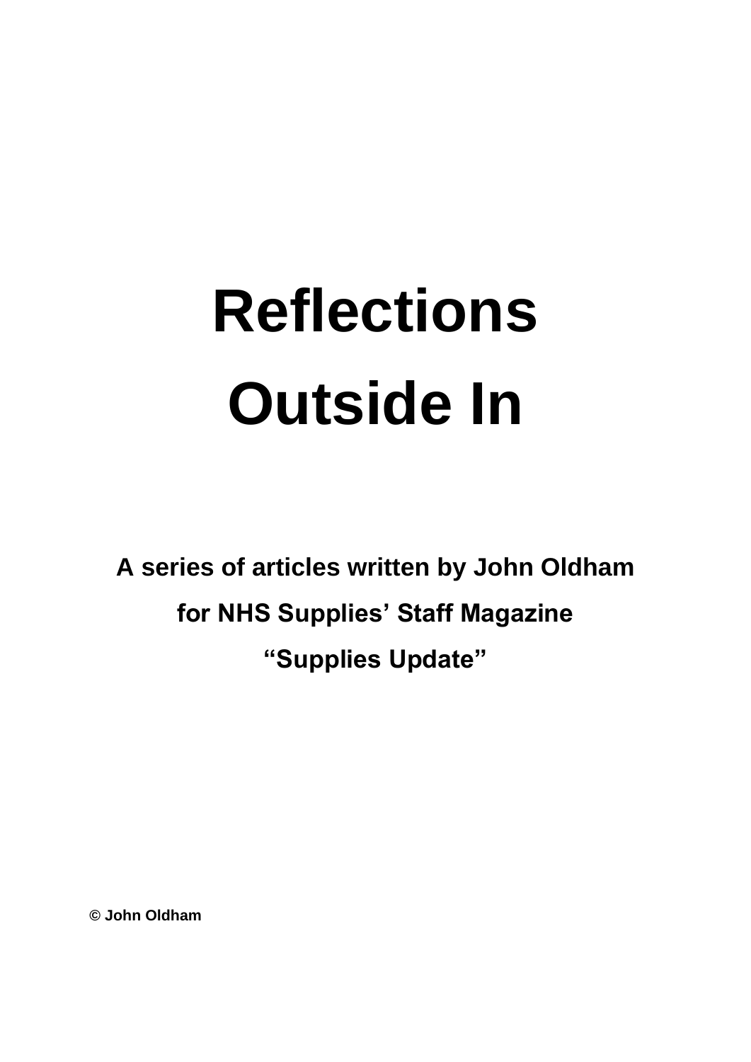# Reflections Outside In

**A series of articles written by John Oldham**
**for NHS Supplies' Staff Magazine**
**"Supplies Update"**

**© John Oldham**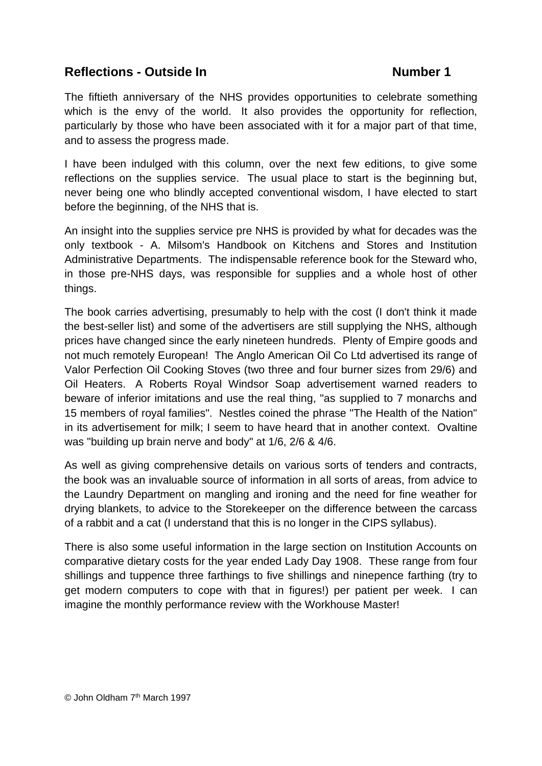## Reflections - Outside In Number 1

The fiftieth anniversary of the NHS provides opportunities to celebrate something which is the envy of the world. It also provides the opportunity for reflection, particularly by those who have been associated with it for a major part of that time, and to assess the progress made.

I have been indulged with this column, over the next few editions, to give some reflections on the supplies service. The usual place to start is the beginning but, never being one who blindly accepted conventional wisdom, I have elected to start before the beginning, of the NHS that is.

An insight into the supplies service pre NHS is provided by what for decades was the only textbook - A. Milsom's Handbook on Kitchens and Stores and Institution Administrative Departments. The indispensable reference book for the Steward who, in those pre-NHS days, was responsible for supplies and a whole host of other things.

The book carries advertising, presumably to help with the cost (I don't think it made the best-seller list) and some of the advertisers are still supplying the NHS, although prices have changed since the early nineteen hundreds. Plenty of Empire goods and not much remotely European! The Anglo American Oil Co Ltd advertised its range of Valor Perfection Oil Cooking Stoves (two three and four burner sizes from 29/6) and Oil Heaters. A Roberts Royal Windsor Soap advertisement warned readers to beware of inferior imitations and use the real thing, "as supplied to 7 monarchs and 15 members of royal families". Nestles coined the phrase "The Health of the Nation" in its advertisement for milk; I seem to have heard that in another context. Ovaltine was "building up brain nerve and body" at 1/6, 2/6 & 4/6.

As well as giving comprehensive details on various sorts of tenders and contracts, the book was an invaluable source of information in all sorts of areas, from advice to the Laundry Department on mangling and ironing and the need for fine weather for drying blankets, to advice to the Storekeeper on the difference between the carcass of a rabbit and a cat (I understand that this is no longer in the CIPS syllabus).

There is also some useful information in the large section on Institution Accounts on comparative dietary costs for the year ended Lady Day 1908. These range from four shillings and tuppence three farthings to five shillings and ninepence farthing (try to get modern computers to cope with that in figures!) per patient per week. I can imagine the monthly performance review with the Workhouse Master!

© John Oldham 7th March 1997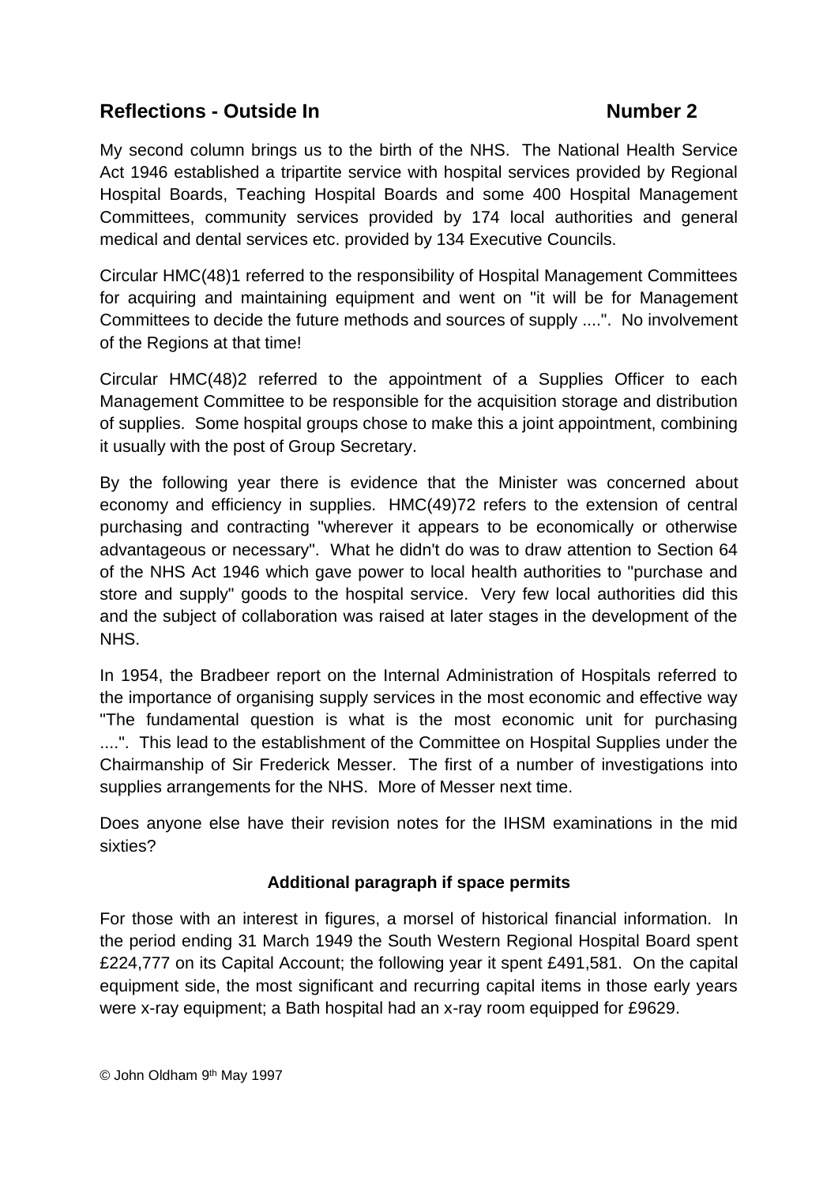## Reflections - Outside In Number 2

My second column brings us to the birth of the NHS. The National Health Service Act 1946 established a tripartite service with hospital services provided by Regional Hospital Boards, Teaching Hospital Boards and some 400 Hospital Management Committees, community services provided by 174 local authorities and general medical and dental services etc. provided by 134 Executive Councils.

Circular HMC(48)1 referred to the responsibility of Hospital Management Committees for acquiring and maintaining equipment and went on "it will be for Management Committees to decide the future methods and sources of supply ....". No involvement of the Regions at that time!

Circular HMC(48)2 referred to the appointment of a Supplies Officer to each Management Committee to be responsible for the acquisition storage and distribution of supplies. Some hospital groups chose to make this a joint appointment, combining it usually with the post of Group Secretary.

By the following year there is evidence that the Minister was concerned about economy and efficiency in supplies. HMC(49)72 refers to the extension of central purchasing and contracting "wherever it appears to be economically or otherwise advantageous or necessary". What he didn't do was to draw attention to Section 64 of the NHS Act 1946 which gave power to local health authorities to "purchase and store and supply" goods to the hospital service. Very few local authorities did this and the subject of collaboration was raised at later stages in the development of the NHS.

In 1954, the Bradbeer report on the Internal Administration of Hospitals referred to the importance of organising supply services in the most economic and effective way "The fundamental question is what is the most economic unit for purchasing ....". This lead to the establishment of the Committee on Hospital Supplies under the Chairmanship of Sir Frederick Messer. The first of a number of investigations into supplies arrangements for the NHS. More of Messer next time.

Does anyone else have their revision notes for the IHSM examinations in the mid sixties?

**Additional paragraph if space permits**

For those with an interest in figures, a morsel of historical financial information. In the period ending 31 March 1949 the South Western Regional Hospital Board spent £224,777 on its Capital Account; the following year it spent £491,581. On the capital equipment side, the most significant and recurring capital items in those early years were x-ray equipment; a Bath hospital had an x-ray room equipped for £9629.

© John Oldham 9th May 1997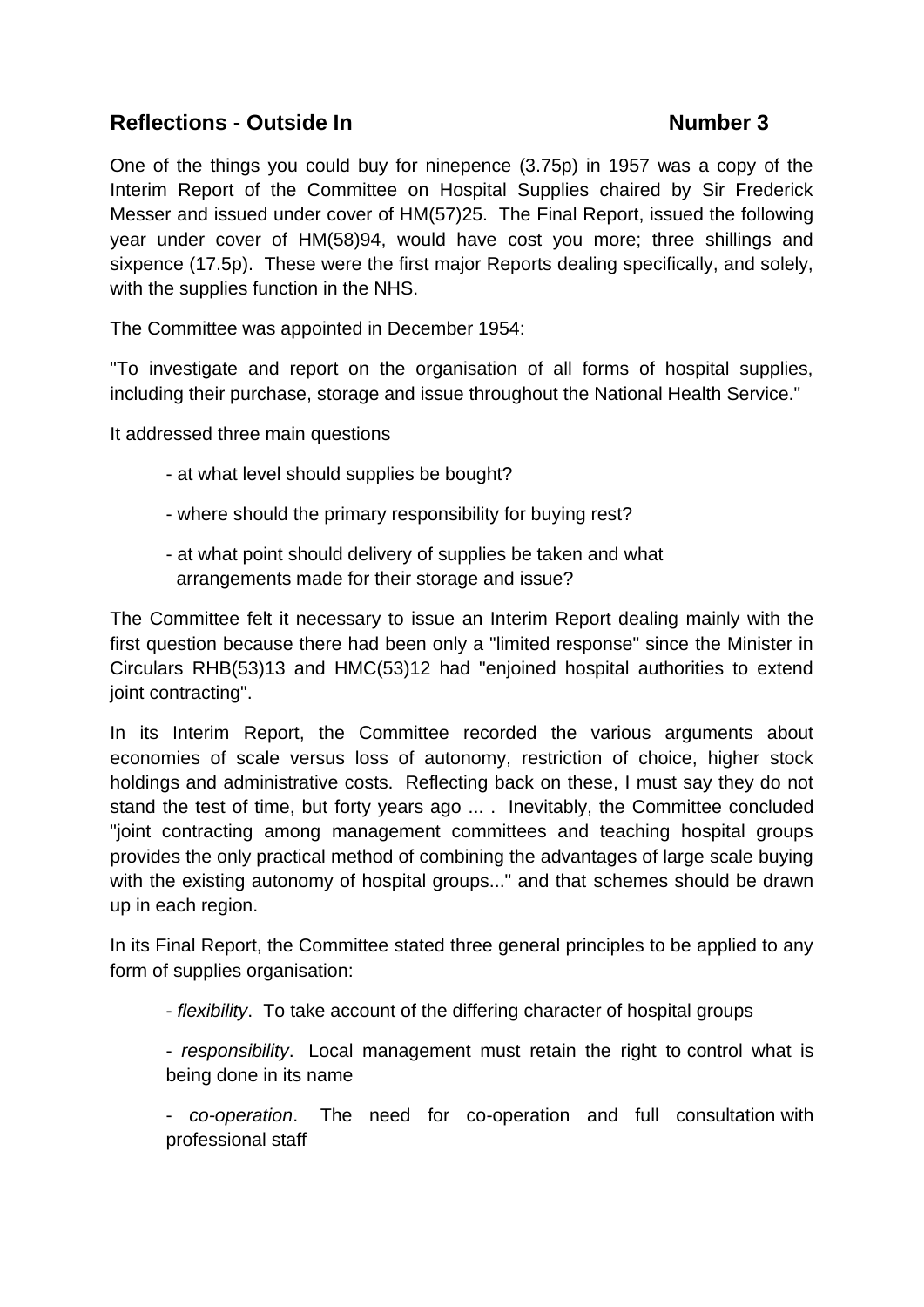## Reflections - Outside In     Number 3

One of the things you could buy for ninepence (3.75p) in 1957 was a copy of the Interim Report of the Committee on Hospital Supplies chaired by Sir Frederick Messer and issued under cover of HM(57)25. The Final Report, issued the following year under cover of HM(58)94, would have cost you more; three shillings and sixpence (17.5p). These were the first major Reports dealing specifically, and solely, with the supplies function in the NHS.

The Committee was appointed in December 1954:

"To investigate and report on the organisation of all forms of hospital supplies, including their purchase, storage and issue throughout the National Health Service."

It addressed three main questions

- at what level should supplies be bought?
- where should the primary responsibility for buying rest?
- at what point should delivery of supplies be taken and what arrangements made for their storage and issue?

The Committee felt it necessary to issue an Interim Report dealing mainly with the first question because there had been only a "limited response" since the Minister in Circulars RHB(53)13 and HMC(53)12 had "enjoined hospital authorities to extend joint contracting".

In its Interim Report, the Committee recorded the various arguments about economies of scale versus loss of autonomy, restriction of choice, higher stock holdings and administrative costs. Reflecting back on these, I must say they do not stand the test of time, but forty years ago ... . Inevitably, the Committee concluded "joint contracting among management committees and teaching hospital groups provides the only practical method of combining the advantages of large scale buying with the existing autonomy of hospital groups..." and that schemes should be drawn up in each region.

In its Final Report, the Committee stated three general principles to be applied to any form of supplies organisation:

- *flexibility*. To take account of the differing character of hospital groups
- *responsibility*. Local management must retain the right to control what is being done in its name
- *co-operation*. The need for co-operation and full consultation with professional staff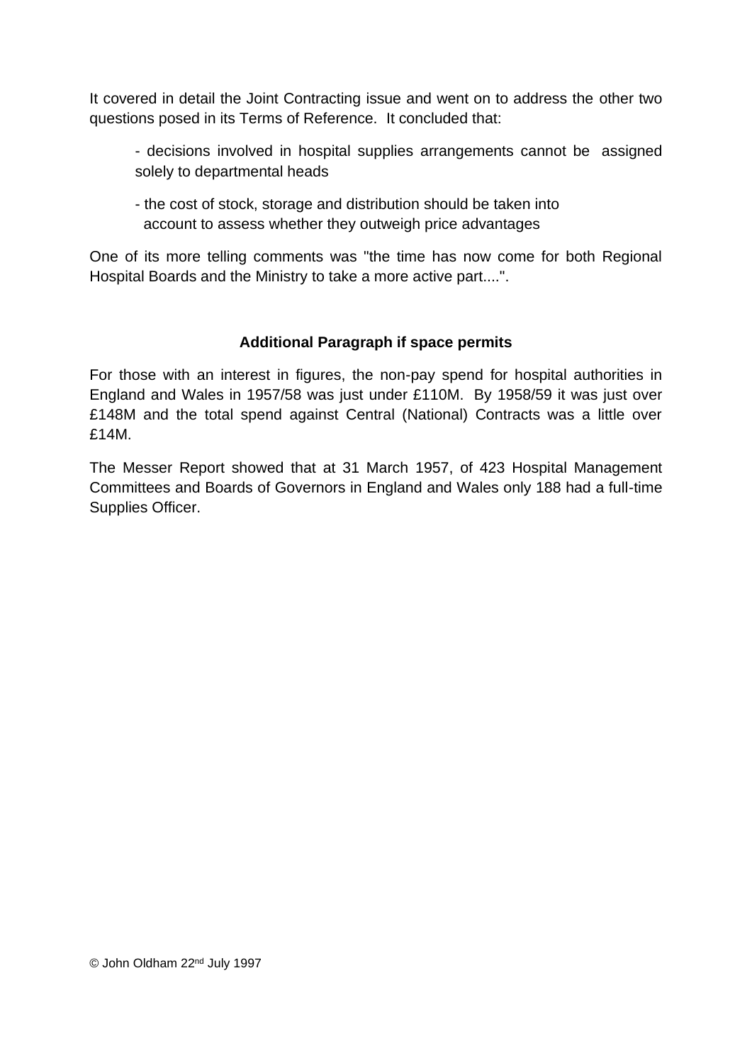It covered in detail the Joint Contracting issue and went on to address the other two questions posed in its Terms of Reference. It concluded that:

- decisions involved in hospital supplies arrangements cannot be assigned solely to departmental heads
- the cost of stock, storage and distribution should be taken into account to assess whether they outweigh price advantages

One of its more telling comments was "the time has now come for both Regional Hospital Boards and the Ministry to take a more active part....".

### Additional Paragraph if space permits

For those with an interest in figures, the non-pay spend for hospital authorities in England and Wales in 1957/58 was just under £110M. By 1958/59 it was just over £148M and the total spend against Central (National) Contracts was a little over £14M.

The Messer Report showed that at 31 March 1957, of 423 Hospital Management Committees and Boards of Governors in England and Wales only 188 had a full-time Supplies Officer.

© John Oldham 22nd July 1997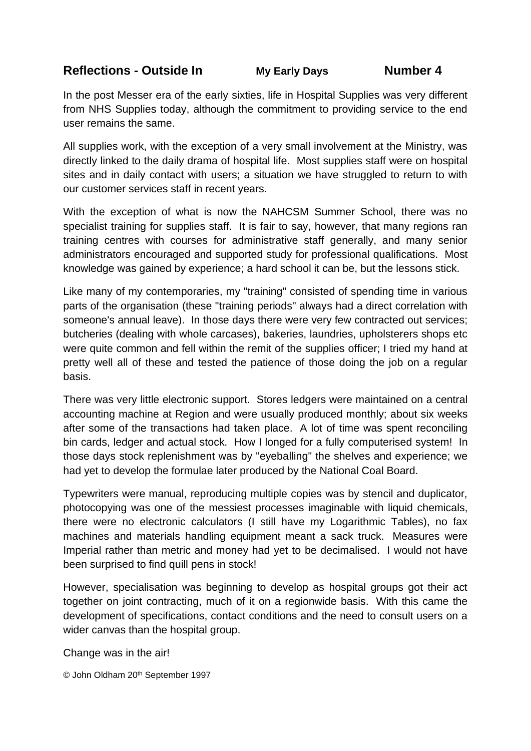## Reflections - Outside In  My Early Days  Number 4

In the post Messer era of the early sixties, life in Hospital Supplies was very different from NHS Supplies today, although the commitment to providing service to the end user remains the same.

All supplies work, with the exception of a very small involvement at the Ministry, was directly linked to the daily drama of hospital life. Most supplies staff were on hospital sites and in daily contact with users; a situation we have struggled to return to with our customer services staff in recent years.

With the exception of what is now the NAHCSM Summer School, there was no specialist training for supplies staff. It is fair to say, however, that many regions ran training centres with courses for administrative staff generally, and many senior administrators encouraged and supported study for professional qualifications. Most knowledge was gained by experience; a hard school it can be, but the lessons stick.

Like many of my contemporaries, my "training" consisted of spending time in various parts of the organisation (these "training periods" always had a direct correlation with someone's annual leave). In those days there were very few contracted out services; butcheries (dealing with whole carcases), bakeries, laundries, upholsterers shops etc were quite common and fell within the remit of the supplies officer; I tried my hand at pretty well all of these and tested the patience of those doing the job on a regular basis.

There was very little electronic support. Stores ledgers were maintained on a central accounting machine at Region and were usually produced monthly; about six weeks after some of the transactions had taken place. A lot of time was spent reconciling bin cards, ledger and actual stock. How I longed for a fully computerised system! In those days stock replenishment was by "eyeballing" the shelves and experience; we had yet to develop the formulae later produced by the National Coal Board.

Typewriters were manual, reproducing multiple copies was by stencil and duplicator, photocopying was one of the messiest processes imaginable with liquid chemicals, there were no electronic calculators (I still have my Logarithmic Tables), no fax machines and materials handling equipment meant a sack truck. Measures were Imperial rather than metric and money had yet to be decimalised. I would not have been surprised to find quill pens in stock!

However, specialisation was beginning to develop as hospital groups got their act together on joint contracting, much of it on a regionwide basis. With this came the development of specifications, contact conditions and the need to consult users on a wider canvas than the hospital group.

Change was in the air!

© John Oldham 20th September 1997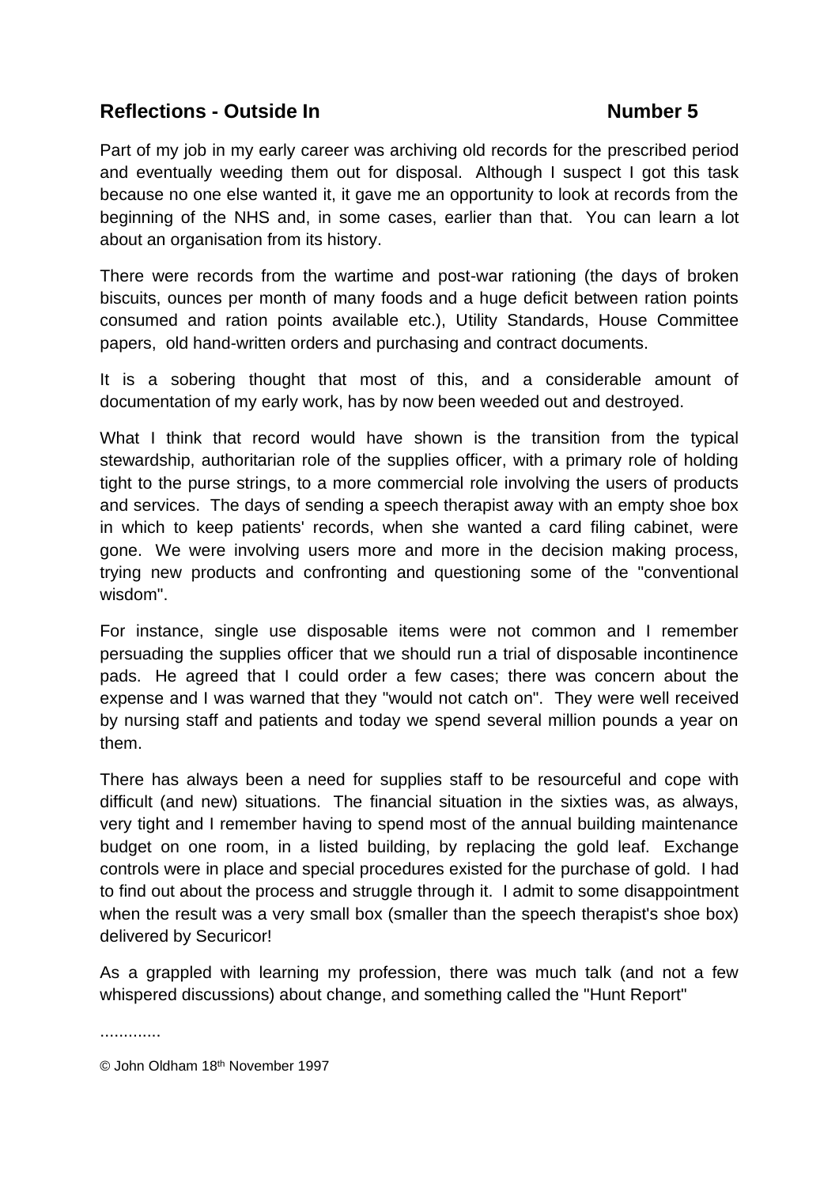## Reflections - Outside In Number 5

Part of my job in my early career was archiving old records for the prescribed period and eventually weeding them out for disposal. Although I suspect I got this task because no one else wanted it, it gave me an opportunity to look at records from the beginning of the NHS and, in some cases, earlier than that. You can learn a lot about an organisation from its history.

There were records from the wartime and post-war rationing (the days of broken biscuits, ounces per month of many foods and a huge deficit between ration points consumed and ration points available etc.), Utility Standards, House Committee papers, old hand-written orders and purchasing and contract documents.

It is a sobering thought that most of this, and a considerable amount of documentation of my early work, has by now been weeded out and destroyed.

What I think that record would have shown is the transition from the typical stewardship, authoritarian role of the supplies officer, with a primary role of holding tight to the purse strings, to a more commercial role involving the users of products and services. The days of sending a speech therapist away with an empty shoe box in which to keep patients' records, when she wanted a card filing cabinet, were gone. We were involving users more and more in the decision making process, trying new products and confronting and questioning some of the "conventional wisdom".

For instance, single use disposable items were not common and I remember persuading the supplies officer that we should run a trial of disposable incontinence pads. He agreed that I could order a few cases; there was concern about the expense and I was warned that they "would not catch on". They were well received by nursing staff and patients and today we spend several million pounds a year on them.

There has always been a need for supplies staff to be resourceful and cope with difficult (and new) situations. The financial situation in the sixties was, as always, very tight and I remember having to spend most of the annual building maintenance budget on one room, in a listed building, by replacing the gold leaf. Exchange controls were in place and special procedures existed for the purchase of gold. I had to find out about the process and struggle through it. I admit to some disappointment when the result was a very small box (smaller than the speech therapist's shoe box) delivered by Securicor!

As a grappled with learning my profession, there was much talk (and not a few whispered discussions) about change, and something called the "Hunt Report"

.............

© John Oldham 18th November 1997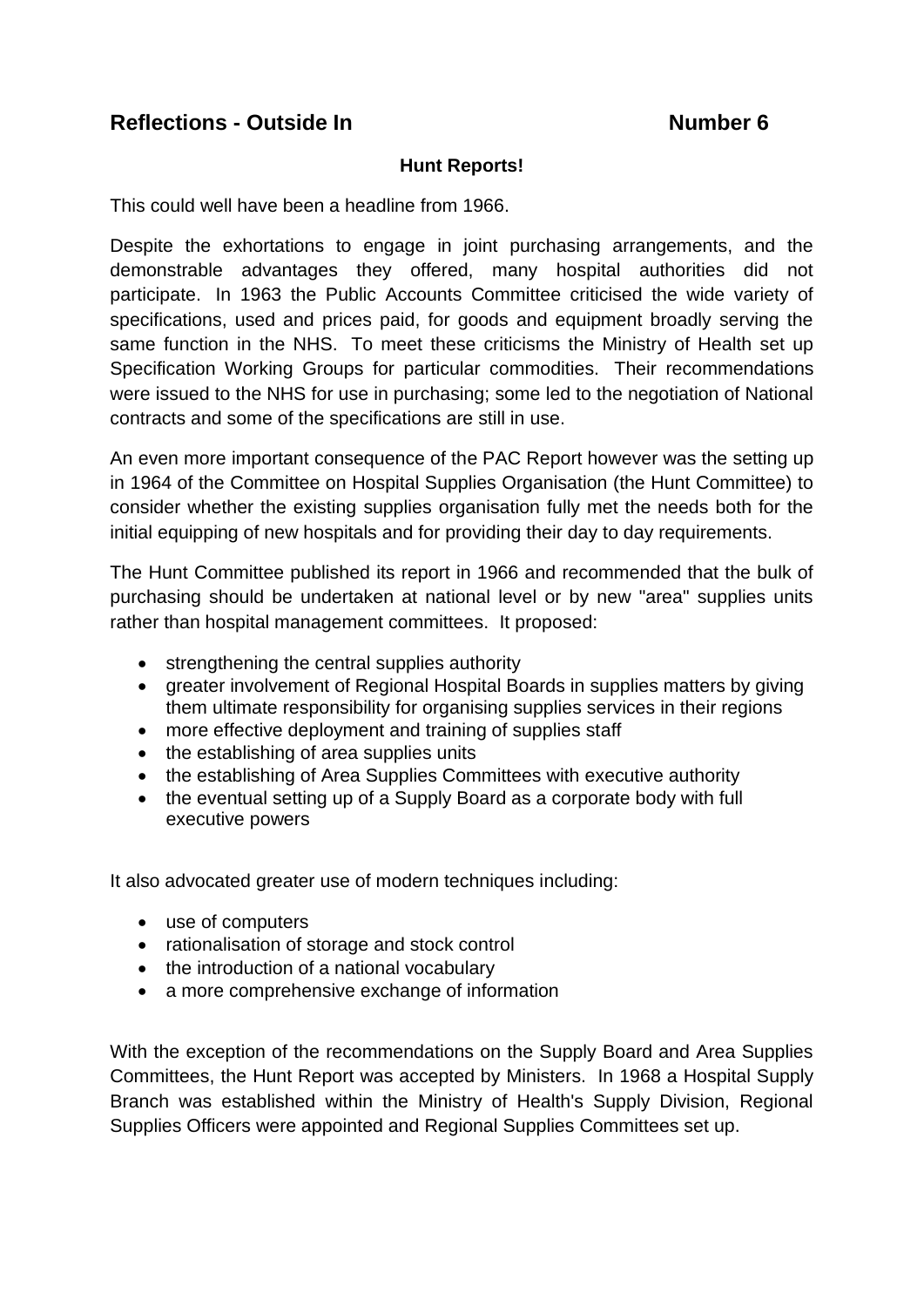## Reflections - Outside In Number 6

**Hunt Reports!**

This could well have been a headline from 1966.

Despite the exhortations to engage in joint purchasing arrangements, and the demonstrable advantages they offered, many hospital authorities did not participate. In 1963 the Public Accounts Committee criticised the wide variety of specifications, used and prices paid, for goods and equipment broadly serving the same function in the NHS. To meet these criticisms the Ministry of Health set up Specification Working Groups for particular commodities. Their recommendations were issued to the NHS for use in purchasing; some led to the negotiation of National contracts and some of the specifications are still in use.

An even more important consequence of the PAC Report however was the setting up in 1964 of the Committee on Hospital Supplies Organisation (the Hunt Committee) to consider whether the existing supplies organisation fully met the needs both for the initial equipping of new hospitals and for providing their day to day requirements.

The Hunt Committee published its report in 1966 and recommended that the bulk of purchasing should be undertaken at national level or by new "area" supplies units rather than hospital management committees. It proposed:

- strengthening the central supplies authority
- greater involvement of Regional Hospital Boards in supplies matters by giving them ultimate responsibility for organising supplies services in their regions
- more effective deployment and training of supplies staff
- the establishing of area supplies units
- the establishing of Area Supplies Committees with executive authority
- the eventual setting up of a Supply Board as a corporate body with full executive powers

It also advocated greater use of modern techniques including:

- use of computers
- rationalisation of storage and stock control
- the introduction of a national vocabulary
- a more comprehensive exchange of information

With the exception of the recommendations on the Supply Board and Area Supplies Committees, the Hunt Report was accepted by Ministers. In 1968 a Hospital Supply Branch was established within the Ministry of Health's Supply Division, Regional Supplies Officers were appointed and Regional Supplies Committees set up.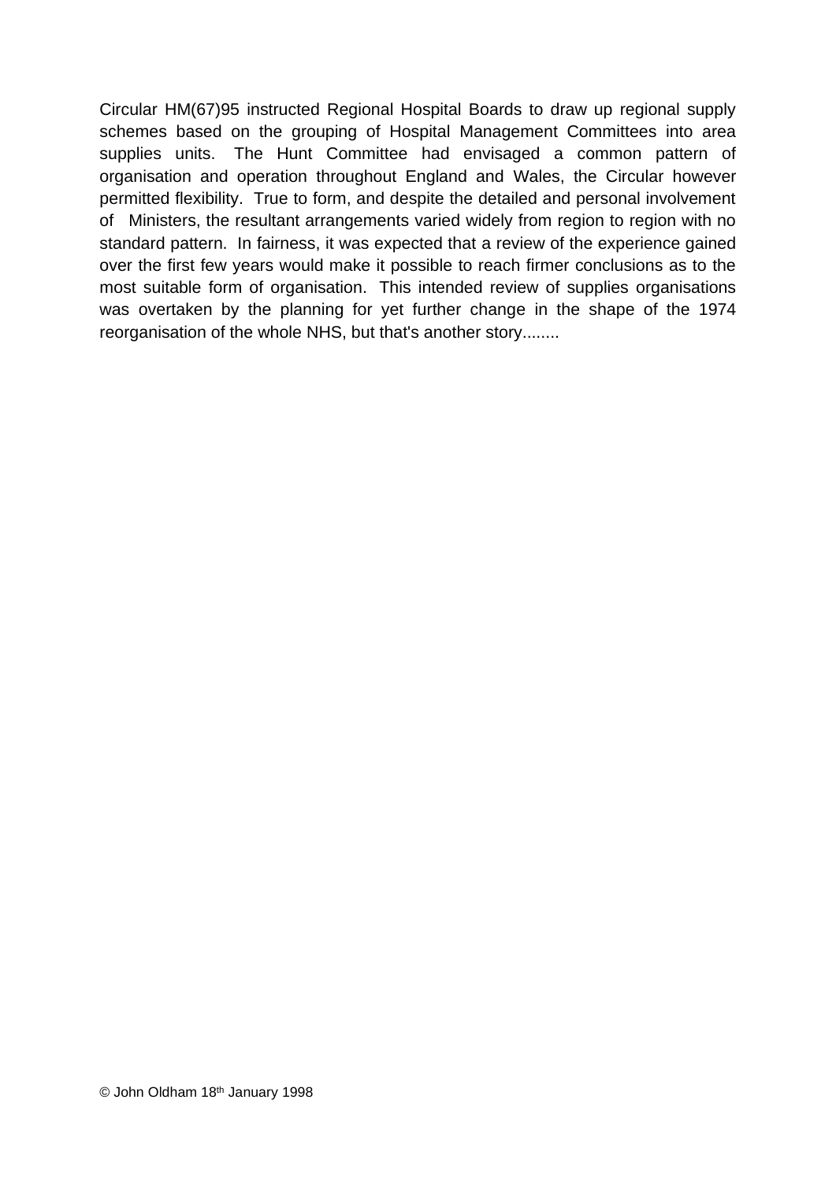Circular HM(67)95 instructed Regional Hospital Boards to draw up regional supply schemes based on the grouping of Hospital Management Committees into area supplies units. The Hunt Committee had envisaged a common pattern of organisation and operation throughout England and Wales, the Circular however permitted flexibility. True to form, and despite the detailed and personal involvement of Ministers, the resultant arrangements varied widely from region to region with no standard pattern. In fairness, it was expected that a review of the experience gained over the first few years would make it possible to reach firmer conclusions as to the most suitable form of organisation. This intended review of supplies organisations was overtaken by the planning for yet further change in the shape of the 1974 reorganisation of the whole NHS, but that's another story........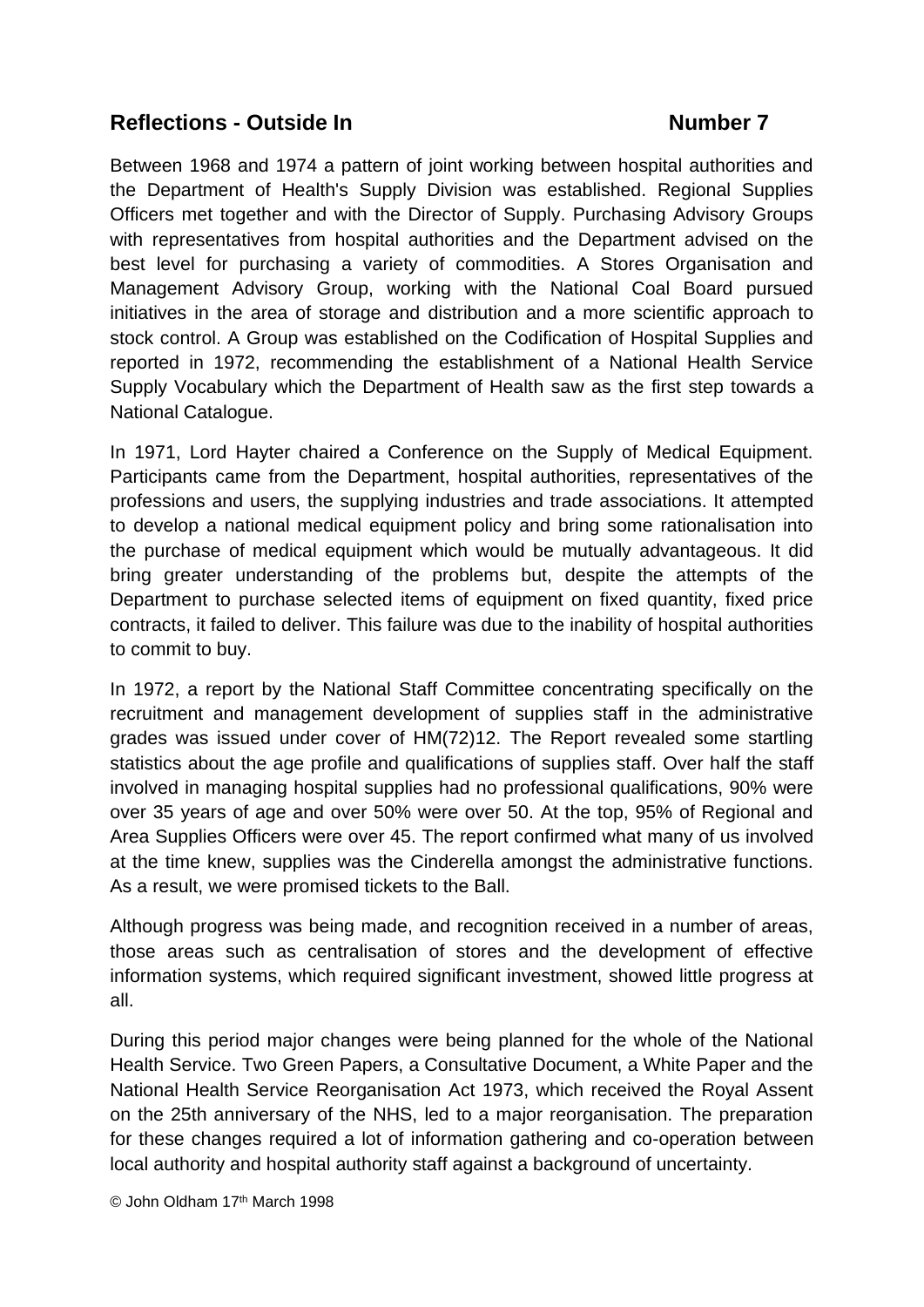## Reflections - Outside In Number 7

Between 1968 and 1974 a pattern of joint working between hospital authorities and the Department of Health's Supply Division was established. Regional Supplies Officers met together and with the Director of Supply. Purchasing Advisory Groups with representatives from hospital authorities and the Department advised on the best level for purchasing a variety of commodities. A Stores Organisation and Management Advisory Group, working with the National Coal Board pursued initiatives in the area of storage and distribution and a more scientific approach to stock control. A Group was established on the Codification of Hospital Supplies and reported in 1972, recommending the establishment of a National Health Service Supply Vocabulary which the Department of Health saw as the first step towards a National Catalogue.

In 1971, Lord Hayter chaired a Conference on the Supply of Medical Equipment. Participants came from the Department, hospital authorities, representatives of the professions and users, the supplying industries and trade associations. It attempted to develop a national medical equipment policy and bring some rationalisation into the purchase of medical equipment which would be mutually advantageous. It did bring greater understanding of the problems but, despite the attempts of the Department to purchase selected items of equipment on fixed quantity, fixed price contracts, it failed to deliver. This failure was due to the inability of hospital authorities to commit to buy.

In 1972, a report by the National Staff Committee concentrating specifically on the recruitment and management development of supplies staff in the administrative grades was issued under cover of HM(72)12. The Report revealed some startling statistics about the age profile and qualifications of supplies staff. Over half the staff involved in managing hospital supplies had no professional qualifications, 90% were over 35 years of age and over 50% were over 50. At the top, 95% of Regional and Area Supplies Officers were over 45. The report confirmed what many of us involved at the time knew, supplies was the Cinderella amongst the administrative functions. As a result, we were promised tickets to the Ball.

Although progress was being made, and recognition received in a number of areas, those areas such as centralisation of stores and the development of effective information systems, which required significant investment, showed little progress at all.

During this period major changes were being planned for the whole of the National Health Service. Two Green Papers, a Consultative Document, a White Paper and the National Health Service Reorganisation Act 1973, which received the Royal Assent on the 25th anniversary of the NHS, led to a major reorganisation. The preparation for these changes required a lot of information gathering and co-operation between local authority and hospital authority staff against a background of uncertainty.

© John Oldham 17th March 1998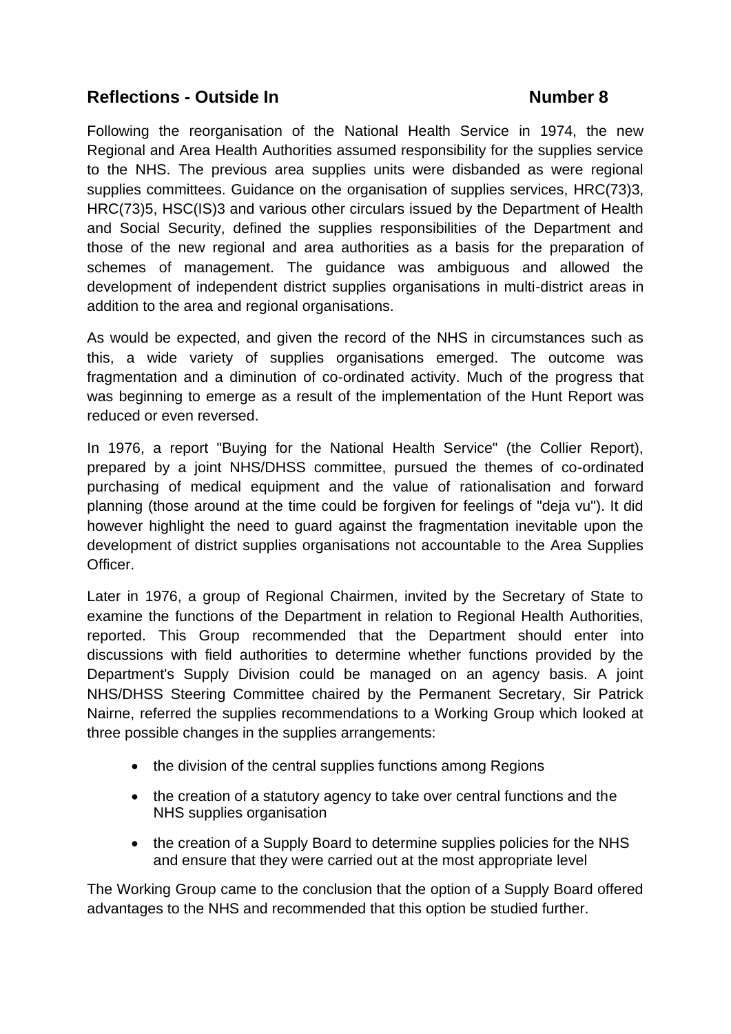## Reflections - Outside In Number 8

Following the reorganisation of the National Health Service in 1974, the new Regional and Area Health Authorities assumed responsibility for the supplies service to the NHS. The previous area supplies units were disbanded as were regional supplies committees. Guidance on the organisation of supplies services, HRC(73)3, HRC(73)5, HSC(IS)3 and various other circulars issued by the Department of Health and Social Security, defined the supplies responsibilities of the Department and those of the new regional and area authorities as a basis for the preparation of schemes of management. The guidance was ambiguous and allowed the development of independent district supplies organisations in multi-district areas in addition to the area and regional organisations.

As would be expected, and given the record of the NHS in circumstances such as this, a wide variety of supplies organisations emerged. The outcome was fragmentation and a diminution of co-ordinated activity. Much of the progress that was beginning to emerge as a result of the implementation of the Hunt Report was reduced or even reversed.

In 1976, a report "Buying for the National Health Service" (the Collier Report), prepared by a joint NHS/DHSS committee, pursued the themes of co-ordinated purchasing of medical equipment and the value of rationalisation and forward planning (those around at the time could be forgiven for feelings of "deja vu"). It did however highlight the need to guard against the fragmentation inevitable upon the development of district supplies organisations not accountable to the Area Supplies Officer.

Later in 1976, a group of Regional Chairmen, invited by the Secretary of State to examine the functions of the Department in relation to Regional Health Authorities, reported. This Group recommended that the Department should enter into discussions with field authorities to determine whether functions provided by the Department's Supply Division could be managed on an agency basis. A joint NHS/DHSS Steering Committee chaired by the Permanent Secretary, Sir Patrick Nairne, referred the supplies recommendations to a Working Group which looked at three possible changes in the supplies arrangements:

- the division of the central supplies functions among Regions
- the creation of a statutory agency to take over central functions and the NHS supplies organisation
- the creation of a Supply Board to determine supplies policies for the NHS and ensure that they were carried out at the most appropriate level

The Working Group came to the conclusion that the option of a Supply Board offered advantages to the NHS and recommended that this option be studied further.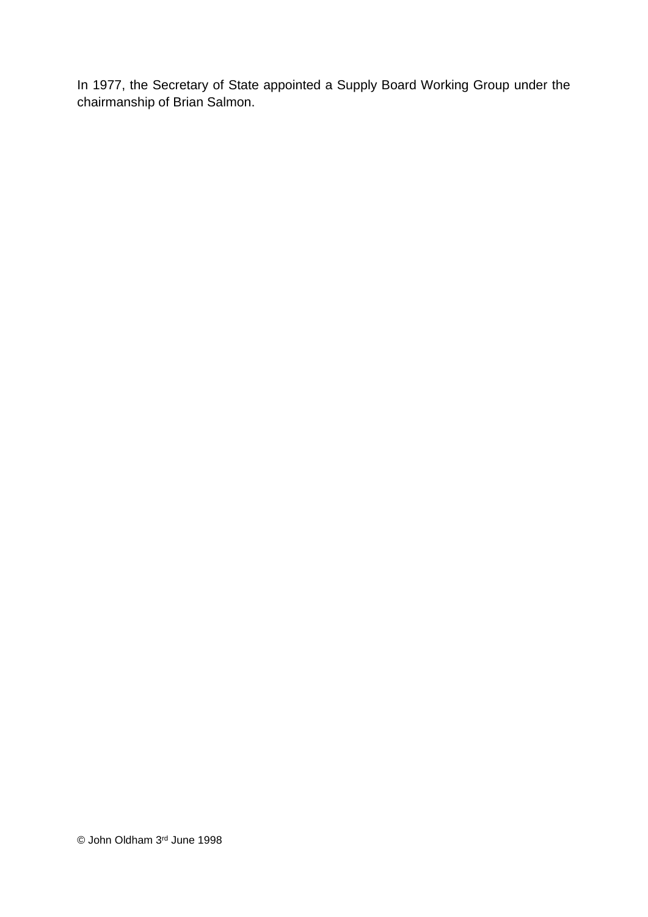In 1977, the Secretary of State appointed a Supply Board Working Group under the chairmanship of Brian Salmon.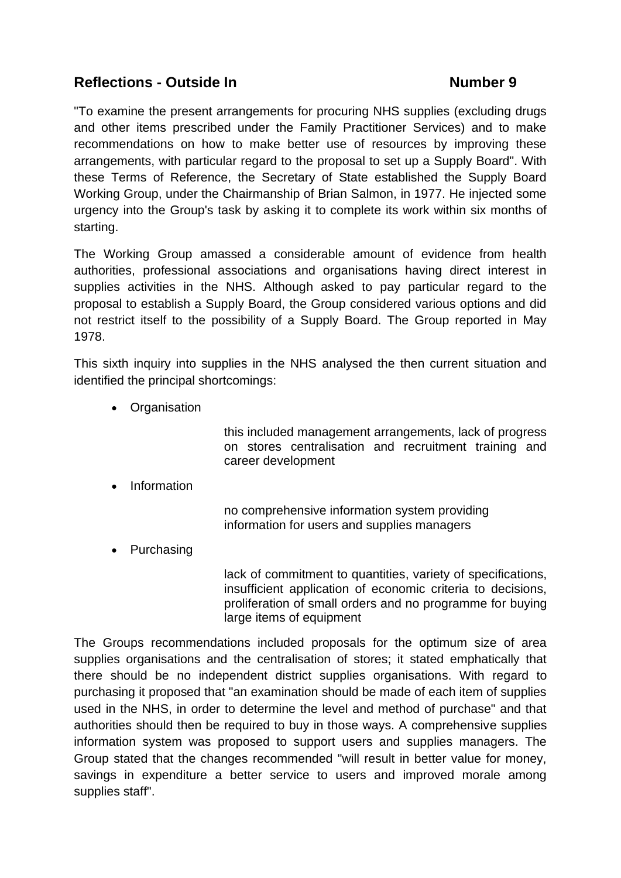## Reflections - Outside In                    Number 9

"To examine the present arrangements for procuring NHS supplies (excluding drugs and other items prescribed under the Family Practitioner Services) and to make recommendations on how to make better use of resources by improving these arrangements, with particular regard to the proposal to set up a Supply Board". With these Terms of Reference, the Secretary of State established the Supply Board Working Group, under the Chairmanship of Brian Salmon, in 1977. He injected some urgency into the Group's task by asking it to complete its work within six months of starting.

The Working Group amassed a considerable amount of evidence from health authorities, professional associations and organisations having direct interest in supplies activities in the NHS. Although asked to pay particular regard to the proposal to establish a Supply Board, the Group considered various options and did not restrict itself to the possibility of a Supply Board. The Group reported in May 1978.

This sixth inquiry into supplies in the NHS analysed the then current situation and identified the principal shortcomings:

- Organisation

  this included management arrangements, lack of progress on stores centralisation and recruitment training and career development

- Information

  no comprehensive information system providing information for users and supplies managers

- Purchasing

  lack of commitment to quantities, variety of specifications, insufficient application of economic criteria to decisions, proliferation of small orders and no programme for buying large items of equipment

The Groups recommendations included proposals for the optimum size of area supplies organisations and the centralisation of stores; it stated emphatically that there should be no independent district supplies organisations. With regard to purchasing it proposed that "an examination should be made of each item of supplies used in the NHS, in order to determine the level and method of purchase" and that authorities should then be required to buy in those ways. A comprehensive supplies information system was proposed to support users and supplies managers. The Group stated that the changes recommended "will result in better value for money, savings in expenditure a better service to users and improved morale among supplies staff".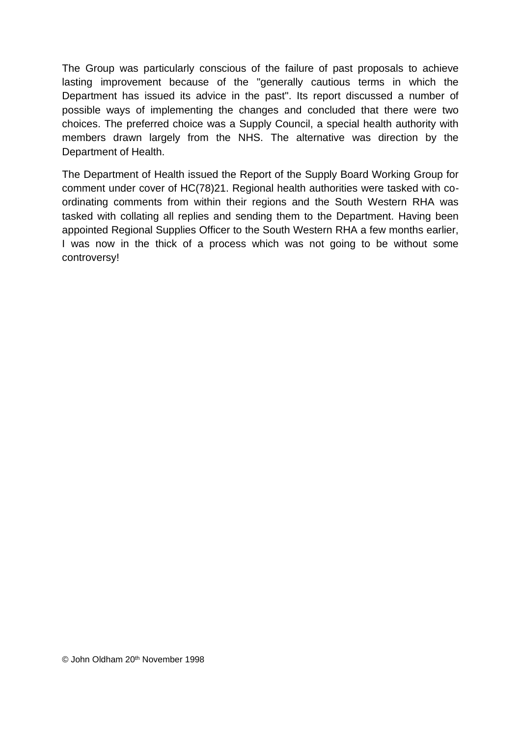The Group was particularly conscious of the failure of past proposals to achieve lasting improvement because of the "generally cautious terms in which the Department has issued its advice in the past". Its report discussed a number of possible ways of implementing the changes and concluded that there were two choices. The preferred choice was a Supply Council, a special health authority with members drawn largely from the NHS. The alternative was direction by the Department of Health.

The Department of Health issued the Report of the Supply Board Working Group for comment under cover of HC(78)21. Regional health authorities were tasked with co-ordinating comments from within their regions and the South Western RHA was tasked with collating all replies and sending them to the Department. Having been appointed Regional Supplies Officer to the South Western RHA a few months earlier, I was now in the thick of a process which was not going to be without some controversy!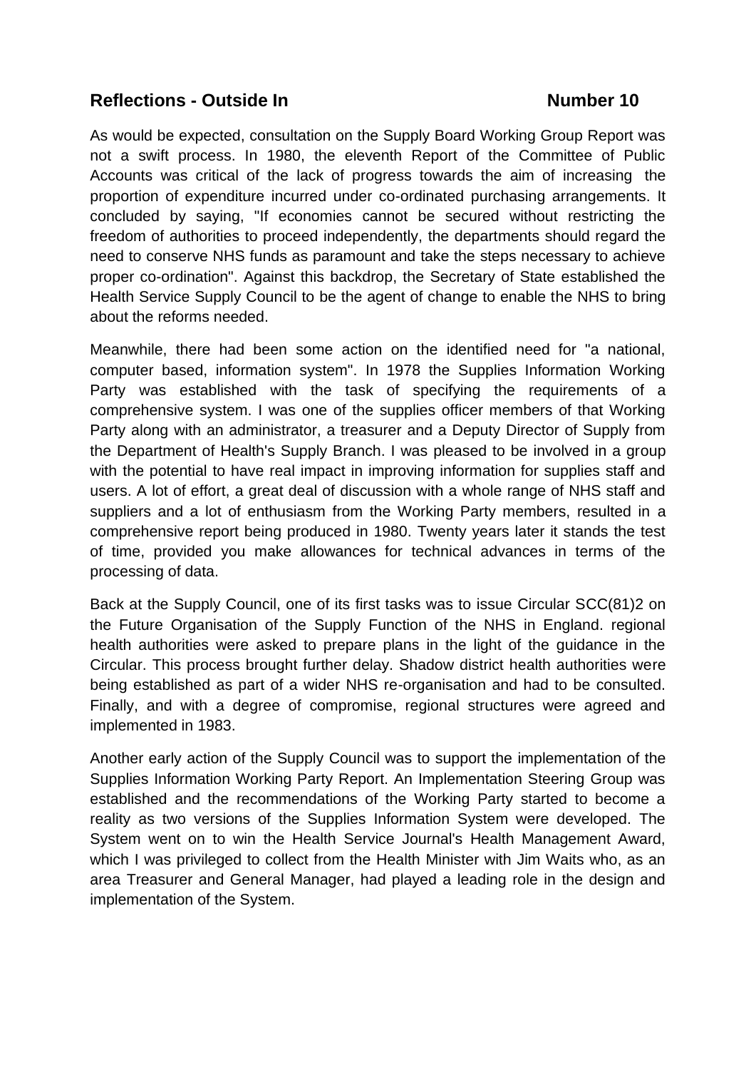## Reflections - Outside In Number 10

As would be expected, consultation on the Supply Board Working Group Report was not a swift process. In 1980, the eleventh Report of the Committee of Public Accounts was critical of the lack of progress towards the aim of increasing the proportion of expenditure incurred under co-ordinated purchasing arrangements. It concluded by saying, "If economies cannot be secured without restricting the freedom of authorities to proceed independently, the departments should regard the need to conserve NHS funds as paramount and take the steps necessary to achieve proper co-ordination". Against this backdrop, the Secretary of State established the Health Service Supply Council to be the agent of change to enable the NHS to bring about the reforms needed.

Meanwhile, there had been some action on the identified need for "a national, computer based, information system". In 1978 the Supplies Information Working Party was established with the task of specifying the requirements of a comprehensive system. I was one of the supplies officer members of that Working Party along with an administrator, a treasurer and a Deputy Director of Supply from the Department of Health's Supply Branch. I was pleased to be involved in a group with the potential to have real impact in improving information for supplies staff and users. A lot of effort, a great deal of discussion with a whole range of NHS staff and suppliers and a lot of enthusiasm from the Working Party members, resulted in a comprehensive report being produced in 1980. Twenty years later it stands the test of time, provided you make allowances for technical advances in terms of the processing of data.

Back at the Supply Council, one of its first tasks was to issue Circular SCC(81)2 on the Future Organisation of the Supply Function of the NHS in England. regional health authorities were asked to prepare plans in the light of the guidance in the Circular. This process brought further delay. Shadow district health authorities were being established as part of a wider NHS re-organisation and had to be consulted. Finally, and with a degree of compromise, regional structures were agreed and implemented in 1983.

Another early action of the Supply Council was to support the implementation of the Supplies Information Working Party Report. An Implementation Steering Group was established and the recommendations of the Working Party started to become a reality as two versions of the Supplies Information System were developed. The System went on to win the Health Service Journal's Health Management Award, which I was privileged to collect from the Health Minister with Jim Waits who, as an area Treasurer and General Manager, had played a leading role in the design and implementation of the System.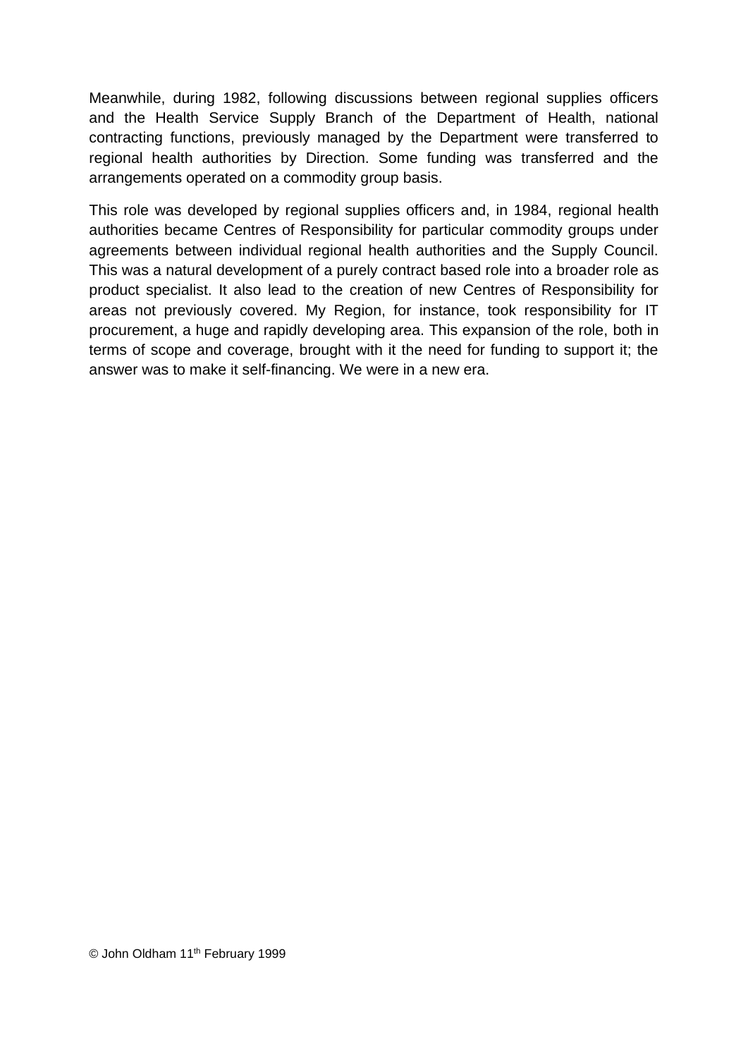Meanwhile, during 1982, following discussions between regional supplies officers and the Health Service Supply Branch of the Department of Health, national contracting functions, previously managed by the Department were transferred to regional health authorities by Direction. Some funding was transferred and the arrangements operated on a commodity group basis.

This role was developed by regional supplies officers and, in 1984, regional health authorities became Centres of Responsibility for particular commodity groups under agreements between individual regional health authorities and the Supply Council. This was a natural development of a purely contract based role into a broader role as product specialist. It also lead to the creation of new Centres of Responsibility for areas not previously covered. My Region, for instance, took responsibility for IT procurement, a huge and rapidly developing area. This expansion of the role, both in terms of scope and coverage, brought with it the need for funding to support it; the answer was to make it self-financing. We were in a new era.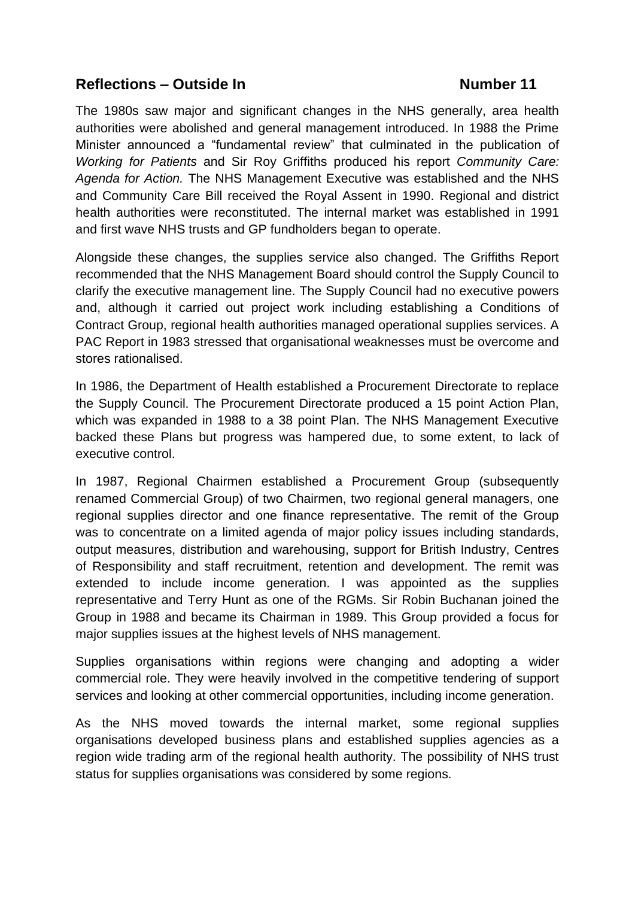## Reflections – Outside In Number 11

The 1980s saw major and significant changes in the NHS generally, area health authorities were abolished and general management introduced. In 1988 the Prime Minister announced a "fundamental review" that culminated in the publication of *Working for Patients* and Sir Roy Griffiths produced his report *Community Care: Agenda for Action.* The NHS Management Executive was established and the NHS and Community Care Bill received the Royal Assent in 1990. Regional and district health authorities were reconstituted. The internal market was established in 1991 and first wave NHS trusts and GP fundholders began to operate.

Alongside these changes, the supplies service also changed. The Griffiths Report recommended that the NHS Management Board should control the Supply Council to clarify the executive management line. The Supply Council had no executive powers and, although it carried out project work including establishing a Conditions of Contract Group, regional health authorities managed operational supplies services. A PAC Report in 1983 stressed that organisational weaknesses must be overcome and stores rationalised.

In 1986, the Department of Health established a Procurement Directorate to replace the Supply Council. The Procurement Directorate produced a 15 point Action Plan, which was expanded in 1988 to a 38 point Plan. The NHS Management Executive backed these Plans but progress was hampered due, to some extent, to lack of executive control.

In 1987, Regional Chairmen established a Procurement Group (subsequently renamed Commercial Group) of two Chairmen, two regional general managers, one regional supplies director and one finance representative. The remit of the Group was to concentrate on a limited agenda of major policy issues including standards, output measures, distribution and warehousing, support for British Industry, Centres of Responsibility and staff recruitment, retention and development. The remit was extended to include income generation. I was appointed as the supplies representative and Terry Hunt as one of the RGMs. Sir Robin Buchanan joined the Group in 1988 and became its Chairman in 1989. This Group provided a focus for major supplies issues at the highest levels of NHS management.

Supplies organisations within regions were changing and adopting a wider commercial role. They were heavily involved in the competitive tendering of support services and looking at other commercial opportunities, including income generation.

As the NHS moved towards the internal market, some regional supplies organisations developed business plans and established supplies agencies as a region wide trading arm of the regional health authority. The possibility of NHS trust status for supplies organisations was considered by some regions.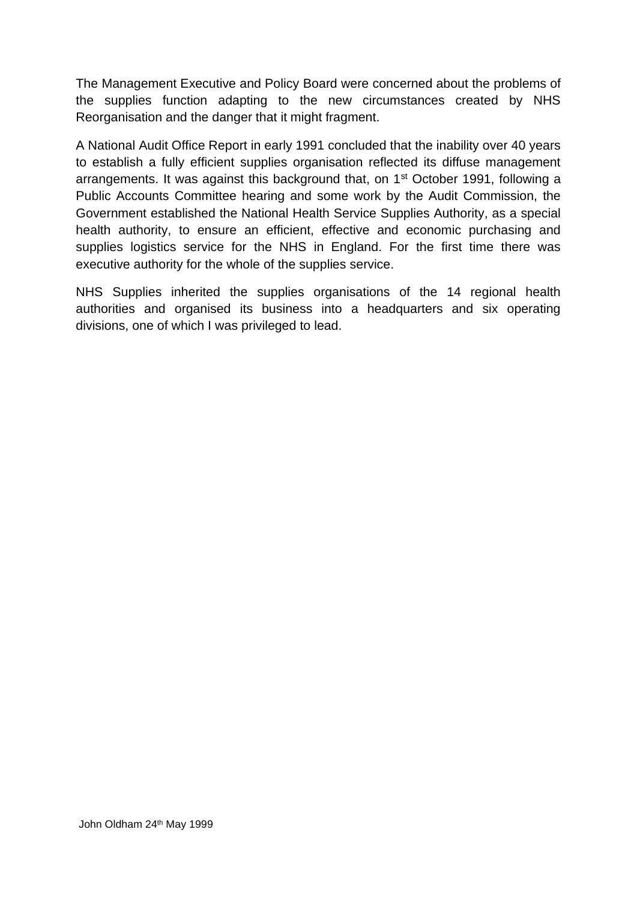The Management Executive and Policy Board were concerned about the problems of the supplies function adapting to the new circumstances created by NHS Reorganisation and the danger that it might fragment.

A National Audit Office Report in early 1991 concluded that the inability over 40 years to establish a fully efficient supplies organisation reflected its diffuse management arrangements. It was against this background that, on 1st October 1991, following a Public Accounts Committee hearing and some work by the Audit Commission, the Government established the National Health Service Supplies Authority, as a special health authority, to ensure an efficient, effective and economic purchasing and supplies logistics service for the NHS in England. For the first time there was executive authority for the whole of the supplies service.

NHS Supplies inherited the supplies organisations of the 14 regional health authorities and organised its business into a headquarters and six operating divisions, one of which I was privileged to lead.

John Oldham 24th May 1999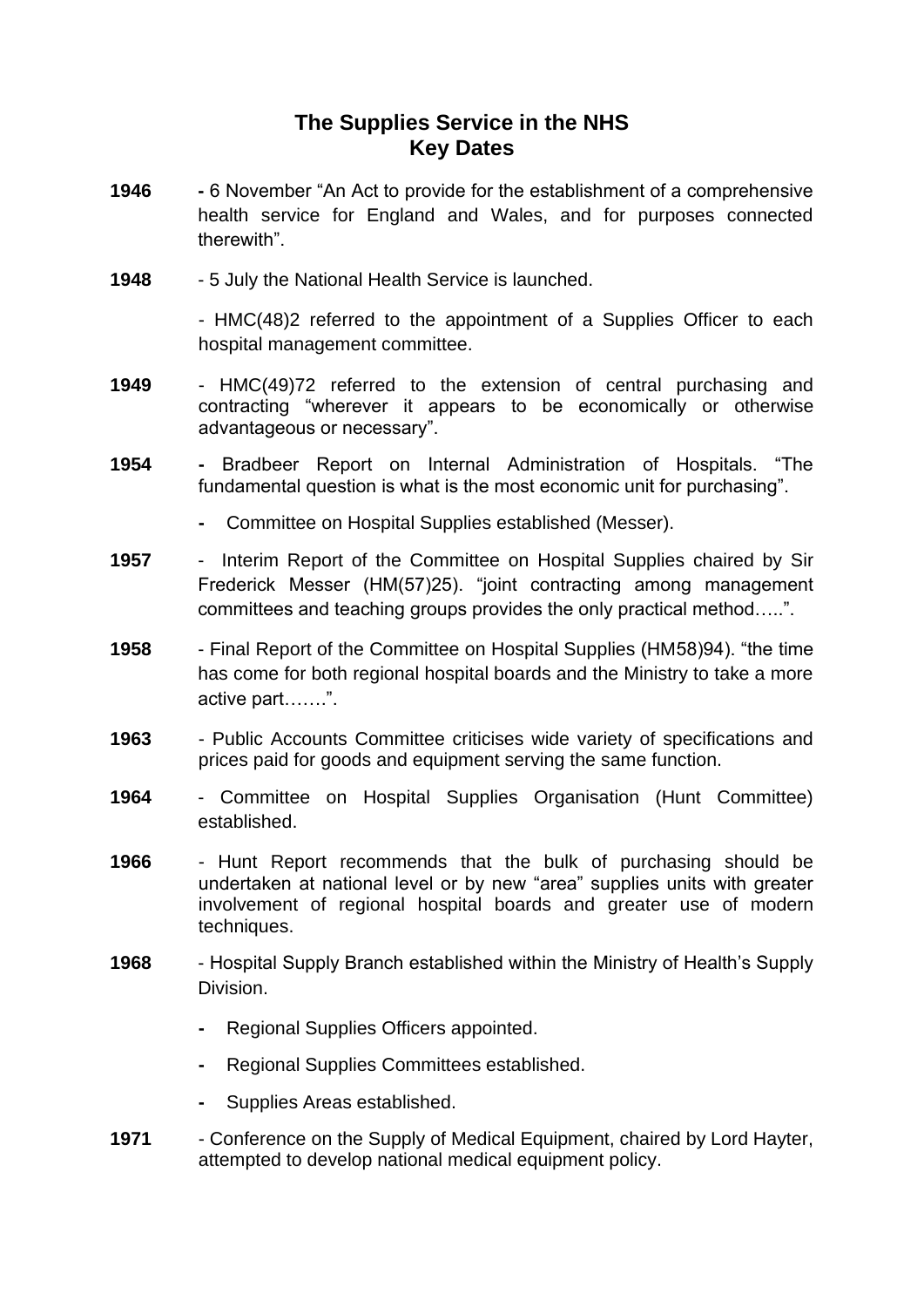# The Supplies Service in the NHS
# Key Dates

**1946** - 6 November "An Act to provide for the establishment of a comprehensive health service for England and Wales, and for purposes connected therewith".

**1948** - 5 July the National Health Service is launched.

- HMC(48)2 referred to the appointment of a Supplies Officer to each hospital management committee.

**1949** - HMC(49)72 referred to the extension of central purchasing and contracting "wherever it appears to be economically or otherwise advantageous or necessary".

**1954** - Bradbeer Report on Internal Administration of Hospitals. "The fundamental question is what is the most economic unit for purchasing".

- Committee on Hospital Supplies established (Messer).

**1957** - Interim Report of the Committee on Hospital Supplies chaired by Sir Frederick Messer (HM(57)25). "joint contracting among management committees and teaching groups provides the only practical method…..".

**1958** - Final Report of the Committee on Hospital Supplies (HM58)94). "the time has come for both regional hospital boards and the Ministry to take a more active part…….".

**1963** - Public Accounts Committee criticises wide variety of specifications and prices paid for goods and equipment serving the same function.

**1964** - Committee on Hospital Supplies Organisation (Hunt Committee) established.

**1966** - Hunt Report recommends that the bulk of purchasing should be undertaken at national level or by new "area" supplies units with greater involvement of regional hospital boards and greater use of modern techniques.

**1968** - Hospital Supply Branch established within the Ministry of Health's Supply Division.

- Regional Supplies Officers appointed.
- Regional Supplies Committees established.
- Supplies Areas established.

**1971** - Conference on the Supply of Medical Equipment, chaired by Lord Hayter, attempted to develop national medical equipment policy.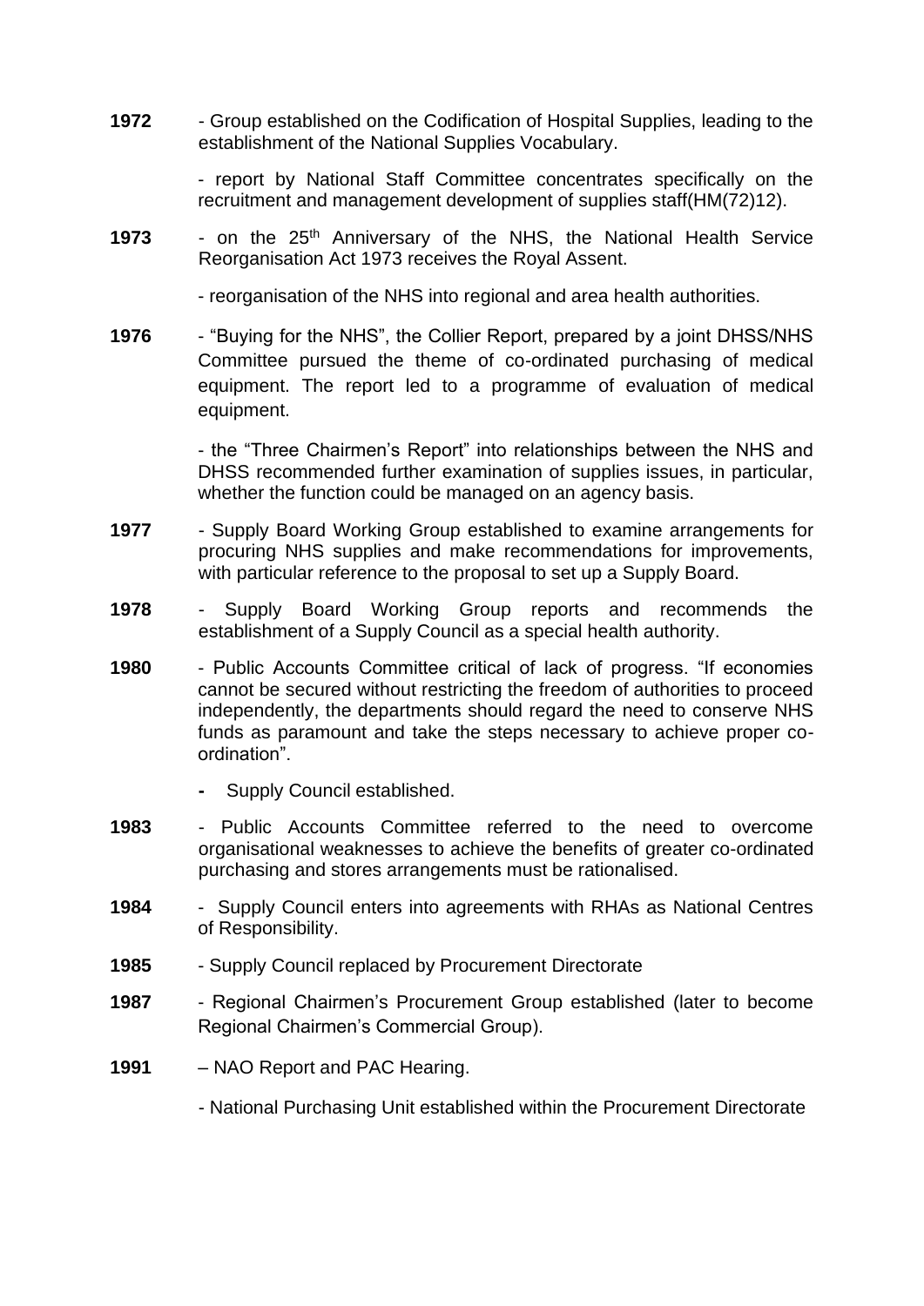**1972** - Group established on the Codification of Hospital Supplies, leading to the establishment of the National Supplies Vocabulary.

- report by National Staff Committee concentrates specifically on the recruitment and management development of supplies staff(HM(72)12).

**1973** - on the 25th Anniversary of the NHS, the National Health Service Reorganisation Act 1973 receives the Royal Assent.

- reorganisation of the NHS into regional and area health authorities.

**1976** - "Buying for the NHS", the Collier Report, prepared by a joint DHSS/NHS Committee pursued the theme of co-ordinated purchasing of medical equipment. The report led to a programme of evaluation of medical equipment.

- the "Three Chairmen's Report" into relationships between the NHS and DHSS recommended further examination of supplies issues, in particular, whether the function could be managed on an agency basis.

**1977** - Supply Board Working Group established to examine arrangements for procuring NHS supplies and make recommendations for improvements, with particular reference to the proposal to set up a Supply Board.

**1978** - Supply Board Working Group reports and recommends the establishment of a Supply Council as a special health authority.

**1980** - Public Accounts Committee critical of lack of progress. "If economies cannot be secured without restricting the freedom of authorities to proceed independently, the departments should regard the need to conserve NHS funds as paramount and take the steps necessary to achieve proper co-ordination".

- Supply Council established.

**1983** - Public Accounts Committee referred to the need to overcome organisational weaknesses to achieve the benefits of greater co-ordinated purchasing and stores arrangements must be rationalised.

**1984** - Supply Council enters into agreements with RHAs as National Centres of Responsibility.

**1985** - Supply Council replaced by Procurement Directorate

**1987** - Regional Chairmen's Procurement Group established (later to become Regional Chairmen's Commercial Group).

**1991** – NAO Report and PAC Hearing.

- National Purchasing Unit established within the Procurement Directorate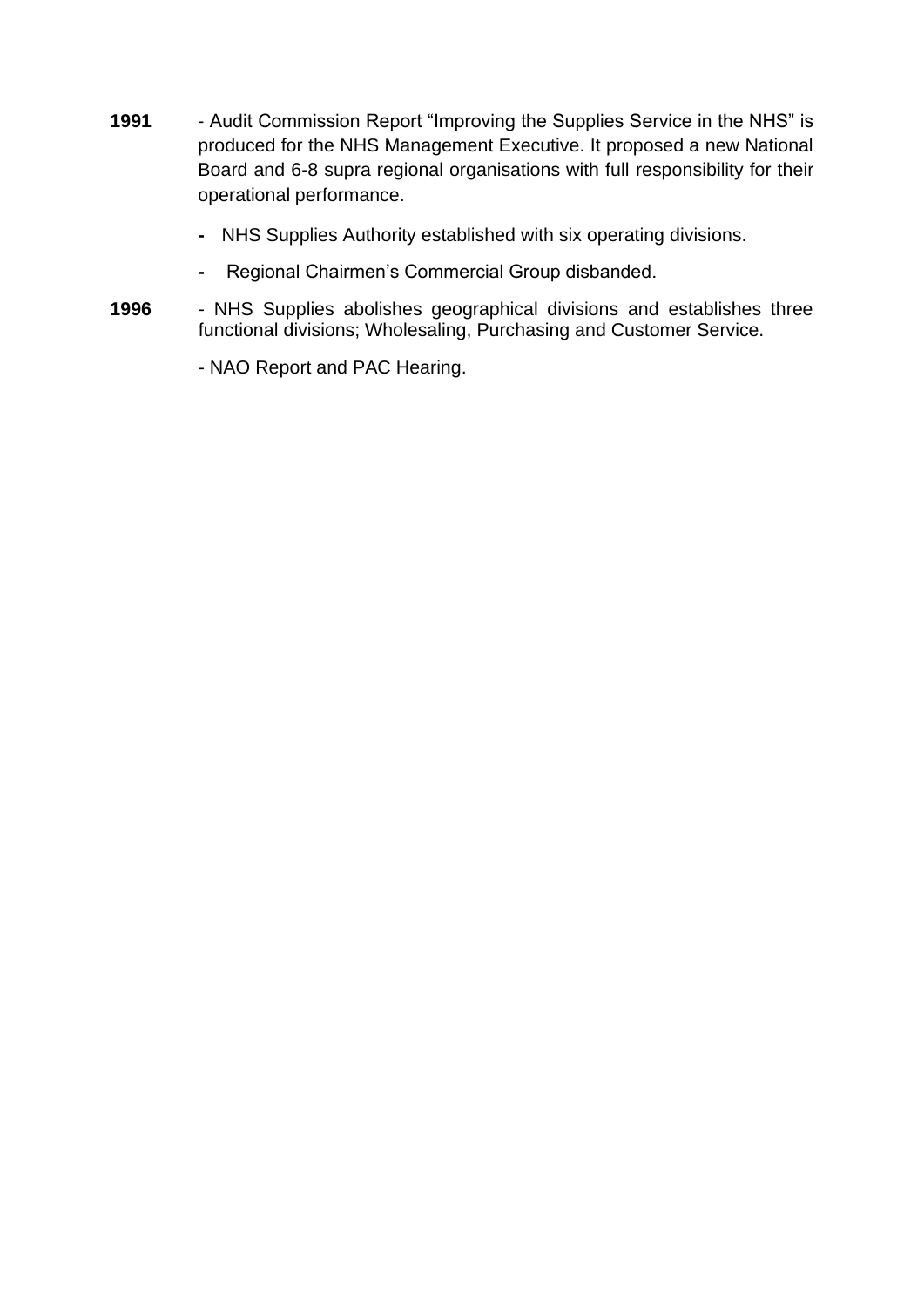**1991** - Audit Commission Report "Improving the Supplies Service in the NHS" is produced for the NHS Management Executive. It proposed a new National Board and 6-8 supra regional organisations with full responsibility for their operational performance.

- NHS Supplies Authority established with six operating divisions.
- Regional Chairmen's Commercial Group disbanded.

**1996** - NHS Supplies abolishes geographical divisions and establishes three functional divisions; Wholesaling, Purchasing and Customer Service.

- NAO Report and PAC Hearing.